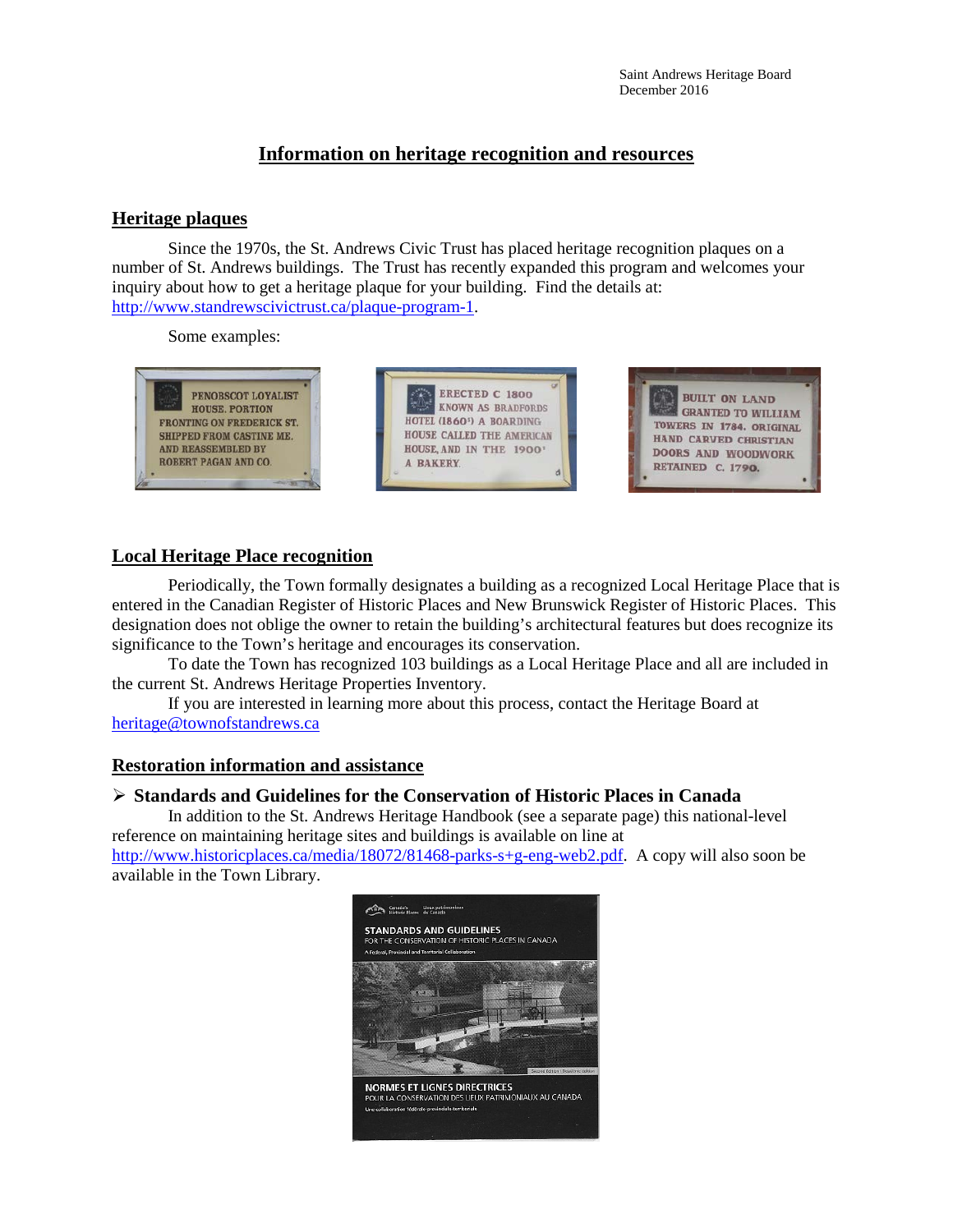Saint Andrews Heritage Board
December 2016

# Information on heritage recognition and resources

## Heritage plaques

Since the 1970s, the St. Andrews Civic Trust has placed heritage recognition plaques on a number of St. Andrews buildings. The Trust has recently expanded this program and welcomes your inquiry about how to get a heritage plaque for your building. Find the details at: http://www.standrewscivictrust.ca/plaque-program-1.

Some examples:

PENOBSCOT LOYALIST HOUSE. PORTION FRONTING ON FREDERICK ST. SHIPPED FROM CASTINE ME. AND REASSEMBLED BY ROBERT PAGAN AND CO.

ERECTED C 1800 KNOWN AS BRADFORDS HOTEL (1860'), A BOARDING HOUSE CALLED THE AMERICAN HOUSE, AND IN THE 1900' A BAKERY.

BUILT ON LAND GRANTED TO WILLIAM TOWERS IN 1784. ORIGINAL HAND CARVED CHRISTIAN DOORS AND WOODWORK RETAINED C. 1790.

## Local Heritage Place recognition

Periodically, the Town formally designates a building as a recognized Local Heritage Place that is entered in the Canadian Register of Historic Places and New Brunswick Register of Historic Places. This designation does not oblige the owner to retain the building's architectural features but does recognize its significance to the Town's heritage and encourages its conservation.

To date the Town has recognized 103 buildings as a Local Heritage Place and all are included in the current St. Andrews Heritage Properties Inventory.

If you are interested in learning more about this process, contact the Heritage Board at heritage@townofstandrews.ca

## Restoration information and assistance

- **Standards and Guidelines for the Conservation of Historic Places in Canada**

In addition to the St. Andrews Heritage Handbook (see a separate page) this national-level reference on maintaining heritage sites and buildings is available on line at http://www.historicplaces.ca/media/18072/81468-parks-s+g-eng-web2.pdf. A copy will also soon be available in the Town Library.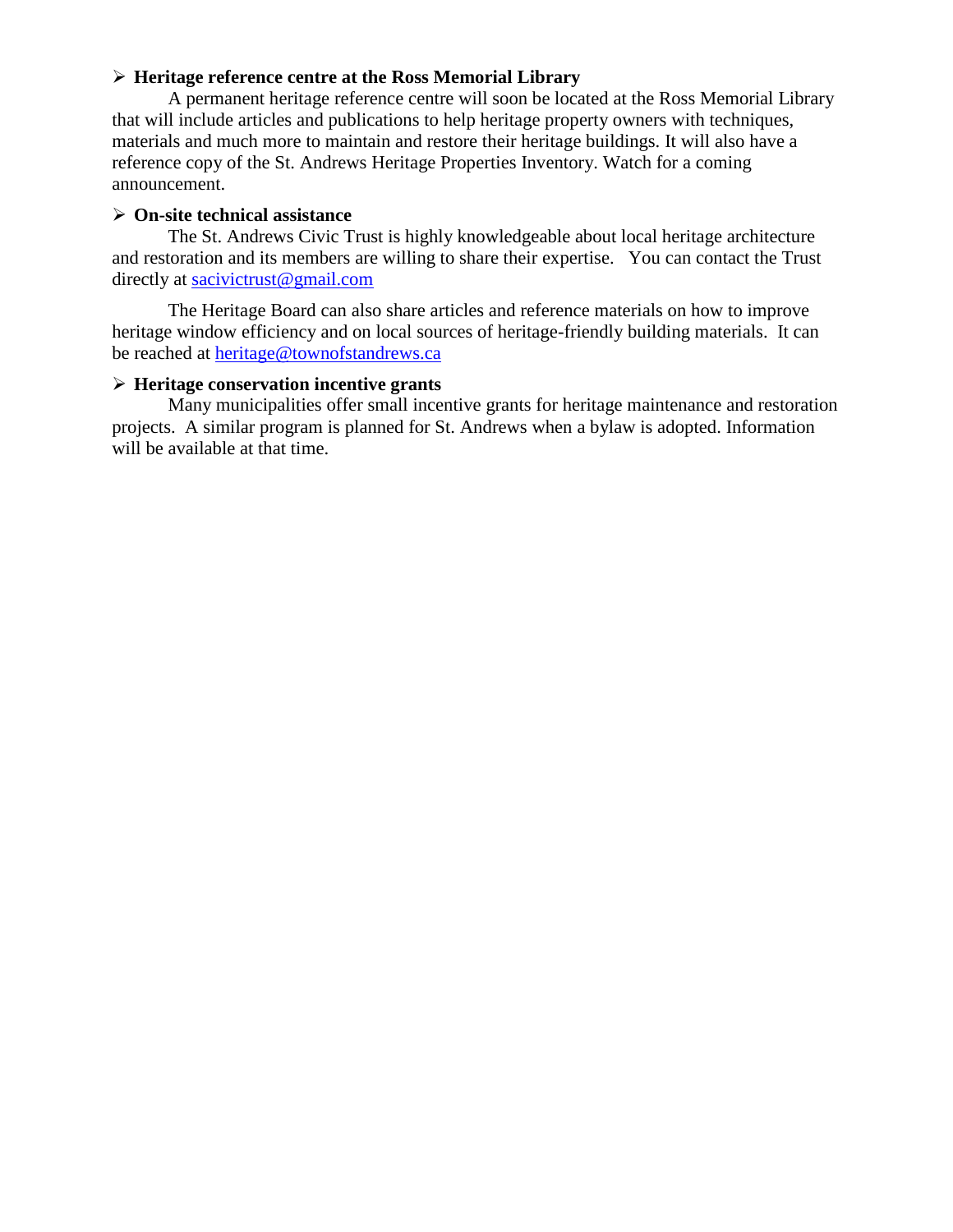- **Heritage reference centre at the Ross Memorial Library**

A permanent heritage reference centre will soon be located at the Ross Memorial Library that will include articles and publications to help heritage property owners with techniques, materials and much more to maintain and restore their heritage buildings. It will also have a reference copy of the St. Andrews Heritage Properties Inventory. Watch for a coming announcement.

- **On-site technical assistance**

The St. Andrews Civic Trust is highly knowledgeable about local heritage architecture and restoration and its members are willing to share their expertise. You can contact the Trust directly at sacivictrust@gmail.com

The Heritage Board can also share articles and reference materials on how to improve heritage window efficiency and on local sources of heritage-friendly building materials. It can be reached at heritage@townofstandrews.ca

- **Heritage conservation incentive grants**

Many municipalities offer small incentive grants for heritage maintenance and restoration projects. A similar program is planned for St. Andrews when a bylaw is adopted. Information will be available at that time.